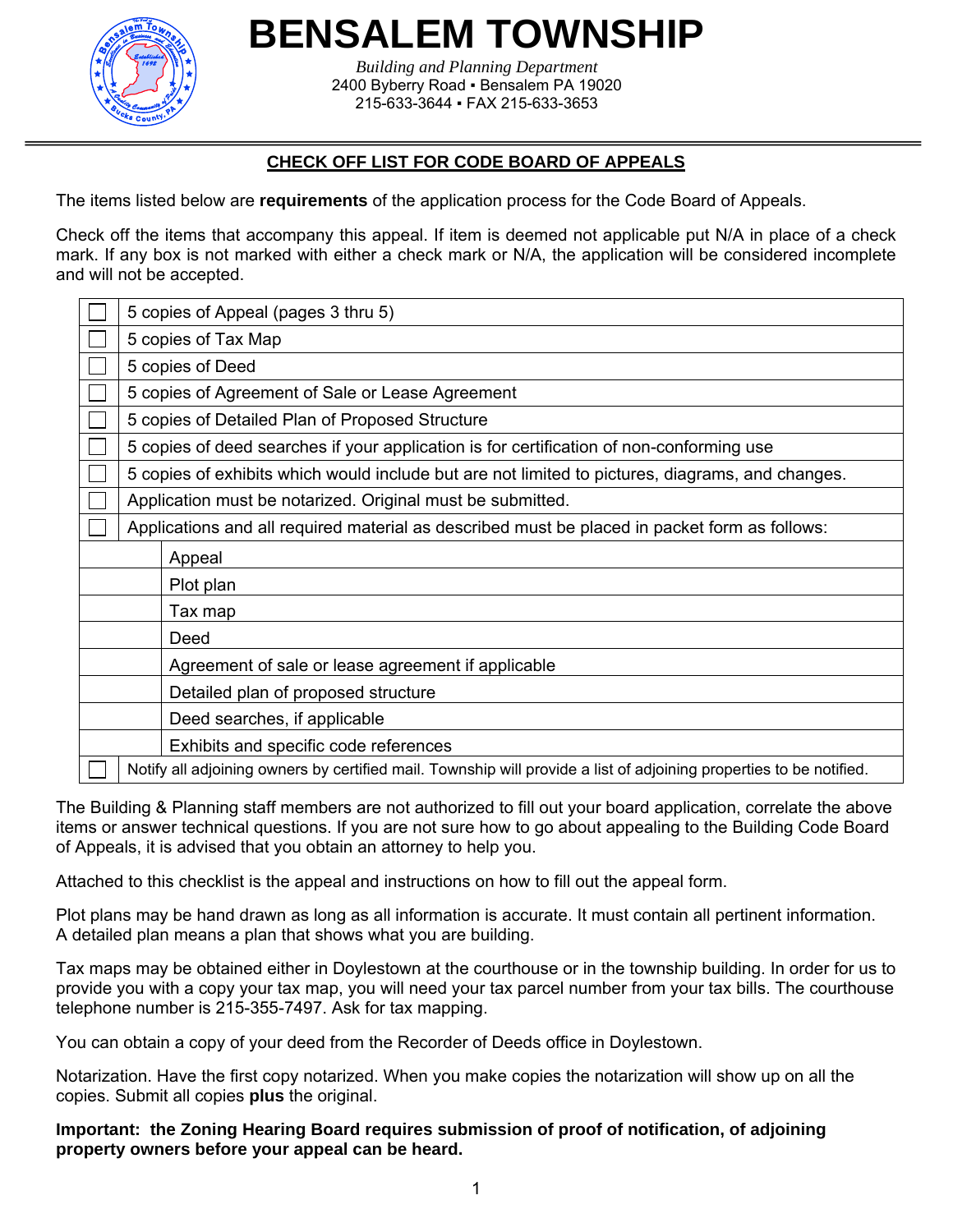# BENSALEM TOWNSHIP

*Building and Planning Department*
2400 Byberry Road ▪ Bensalem PA 19020
215-633-3644 ▪ FAX 215-633-3653

## CHECK OFF LIST FOR CODE BOARD OF APPEALS

The items listed below are **requirements** of the application process for the Code Board of Appeals.

Check off the items that accompany this appeal. If item is deemed not applicable put N/A in place of a check mark. If any box is not marked with either a check mark or N/A, the application will be considered incomplete and will not be accepted.

| | |
|---|---|
| ☐ | 5 copies of Appeal (pages 3 thru 5) |
| ☐ | 5 copies of Tax Map |
| ☐ | 5 copies of Deed |
| ☐ | 5 copies of Agreement of Sale or Lease Agreement |
| ☐ | 5 copies of Detailed Plan of Proposed Structure |
| ☐ | 5 copies of deed searches if your application is for certification of non-conforming use |
| ☐ | 5 copies of exhibits which would include but are not limited to pictures, diagrams, and changes. |
| ☐ | Application must be notarized. Original must be submitted. |
| ☐ | Applications and all required material as described must be placed in packet form as follows: |
| | Appeal |
| | Plot plan |
| | Tax map |
| | Deed |
| | Agreement of sale or lease agreement if applicable |
| | Detailed plan of proposed structure |
| | Deed searches, if applicable |
| | Exhibits and specific code references |
| ☐ | Notify all adjoining owners by certified mail. Township will provide a list of adjoining properties to be notified. |

The Building & Planning staff members are not authorized to fill out your board application, correlate the above items or answer technical questions. If you are not sure how to go about appealing to the Building Code Board of Appeals, it is advised that you obtain an attorney to help you.

Attached to this checklist is the appeal and instructions on how to fill out the appeal form.

Plot plans may be hand drawn as long as all information is accurate. It must contain all pertinent information. A detailed plan means a plan that shows what you are building.

Tax maps may be obtained either in Doylestown at the courthouse or in the township building. In order for us to provide you with a copy your tax map, you will need your tax parcel number from your tax bills. The courthouse telephone number is 215-355-7497. Ask for tax mapping.

You can obtain a copy of your deed from the Recorder of Deeds office in Doylestown.

Notarization. Have the first copy notarized. When you make copies the notarization will show up on all the copies. Submit all copies **plus** the original.

**Important: the Zoning Hearing Board requires submission of proof of notification, of adjoining property owners before your appeal can be heard.**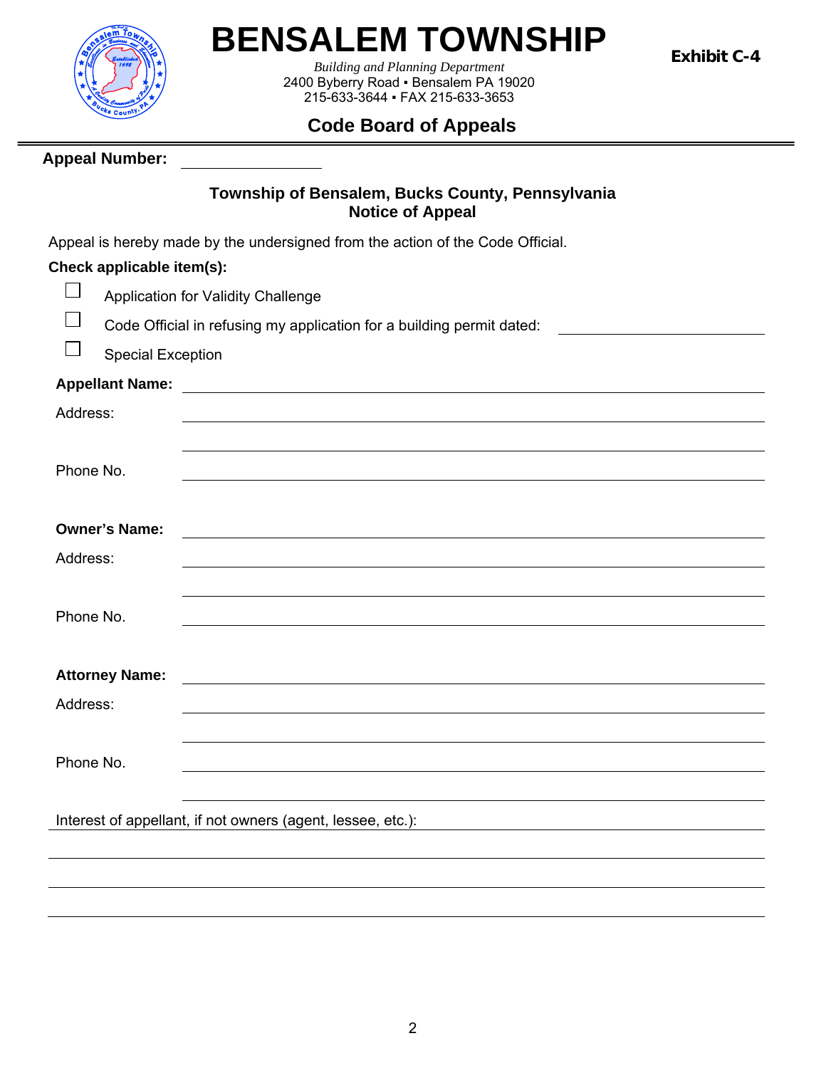# BENSALEM TOWNSHIP

*Building and Planning Department*
2400 Byberry Road ▪ Bensalem PA 19020
215-633-3644 ▪ FAX 215-633-3653

**Exhibit C-4**

## Code Board of Appeals

**Appeal Number:** ______________

### Township of Bensalem, Bucks County, Pennsylvania
### Notice of Appeal

Appeal is hereby made by the undersigned from the action of the Code Official.

**Check applicable item(s):**

- ☐ Application for Validity Challenge
- ☐ Code Official in refusing my application for a building permit dated: ______________
- ☐ Special Exception

**Appellant Name:** ______________________________

Address: ______________________________

______________________________

Phone No. ______________________________

**Owner's Name:** ______________________________

Address: ______________________________

______________________________

Phone No. ______________________________

**Attorney Name:** ______________________________

Address: ______________________________

______________________________

Phone No. ______________________________

______________________________

Interest of appellant, if not owners (agent, lessee, etc.): ______________________________

______________________________

______________________________

______________________________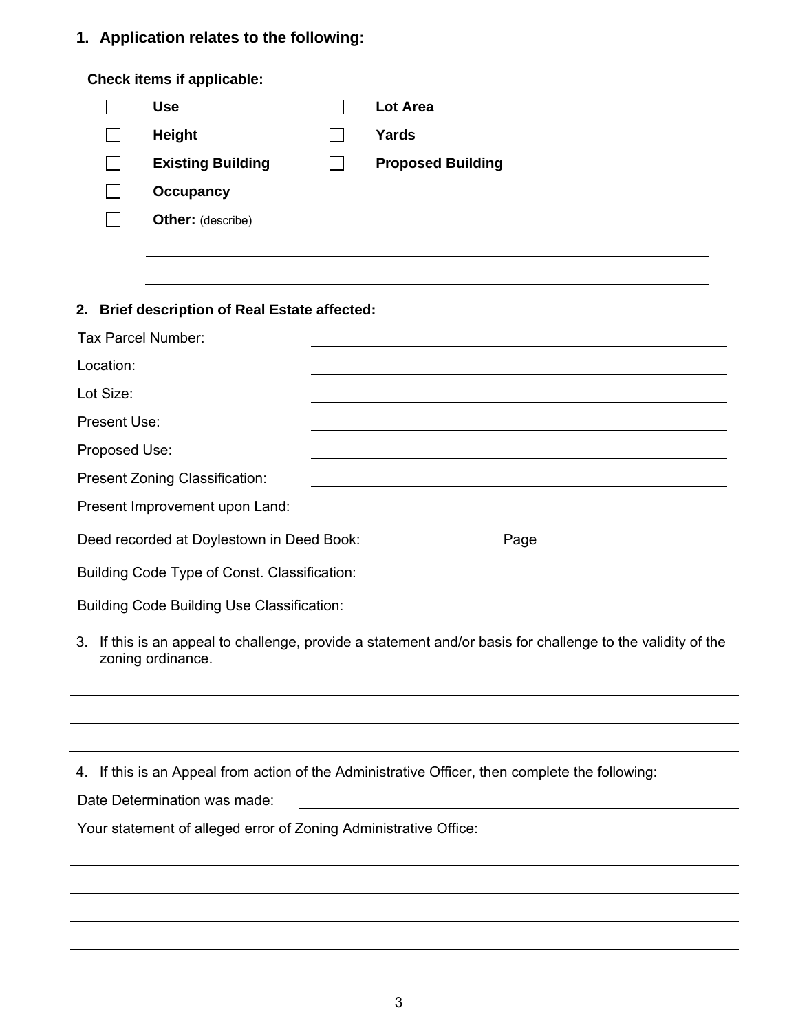## 1. Application relates to the following:

**Check items if applicable:**

- ☐ **Use**
- ☐ **Lot Area**
- ☐ **Height**
- ☐ **Yards**
- ☐ **Existing Building**
- ☐ **Proposed Building**
- ☐ **Occupancy**
- ☐ **Other:** (describe) ______________________________________________

______________________________________________

______________________________________________

## 2. Brief description of Real Estate affected:

Tax Parcel Number: ______________________________

Location: ______________________________

Lot Size: ______________________________

Present Use: ______________________________

Proposed Use: ______________________________

Present Zoning Classification: ______________________________

Present Improvement upon Land: ______________________________

Deed recorded at Doylestown in Deed Book: ______________ Page ______________

Building Code Type of Const. Classification: ______________________________

Building Code Building Use Classification: ______________________________

3. If this is an appeal to challenge, provide a statement and/or basis for challenge to the validity of the zoning ordinance.

______________________________________________

______________________________________________

______________________________________________

4. If this is an Appeal from action of the Administrative Officer, then complete the following:

Date Determination was made: ______________________________

Your statement of alleged error of Zoning Administrative Office: ______________________________

______________________________________________

______________________________________________

______________________________________________

______________________________________________

______________________________________________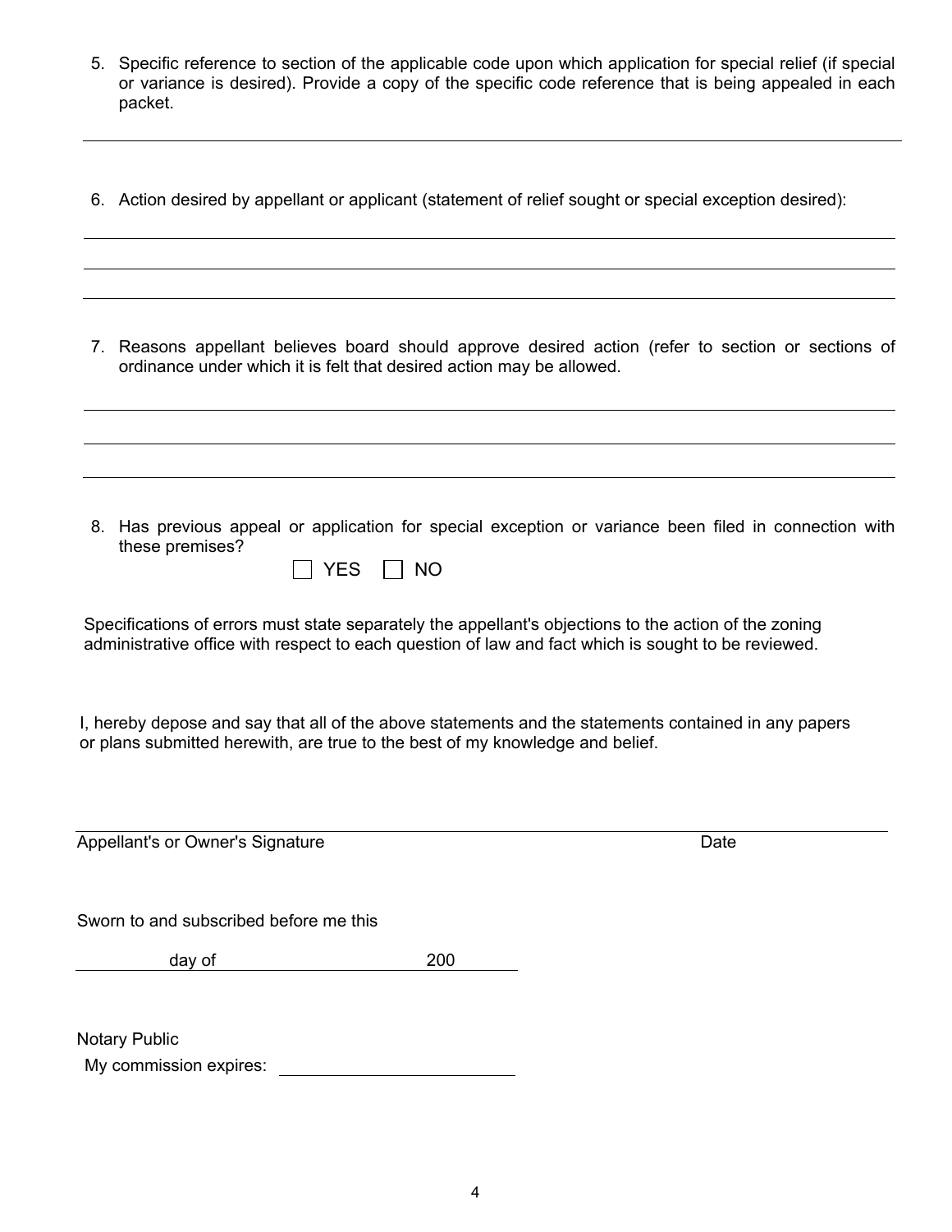5. Specific reference to section of the applicable code upon which application for special relief (if special or variance is desired). Provide a copy of the specific code reference that is being appealed in each packet.

---

6. Action desired by appellant or applicant (statement of relief sought or special exception desired):

---

---

---

7. Reasons appellant believes board should approve desired action (refer to section or sections of ordinance under which it is felt that desired action may be allowed.

---

---

---

8. Has previous appeal or application for special exception or variance been filed in connection with these premises?

   ☐ YES ☐ NO

Specifications of errors must state separately the appellant's objections to the action of the zoning administrative office with respect to each question of law and fact which is sought to be reviewed.

I, hereby depose and say that all of the above statements and the statements contained in any papers or plans submitted herewith, are true to the best of my knowledge and belief.

\_\_\_\_\_\_\_\_\_\_\_\_\_\_\_\_\_\_\_\_\_\_\_\_\_\_\_\_\_\_\_\_\_\_\_\_\_\_\_\_\_\_\_\_\_\_\_\_\_\_\_\_\_\_\_\_\_\_\_\_\_\_\_\_\_\_\_\_\_\_

Appellant's or Owner's Signature                                        Date

Sworn to and subscribed before me this

\_\_\_\_\_\_\_\_ day of \_\_\_\_\_\_\_\_\_\_\_\_\_\_\_\_\_\_\_\_ 200\_\_\_\_\_\_

Notary Public

My commission expires: \_\_\_\_\_\_\_\_\_\_\_\_\_\_\_\_\_\_\_\_\_\_\_\_